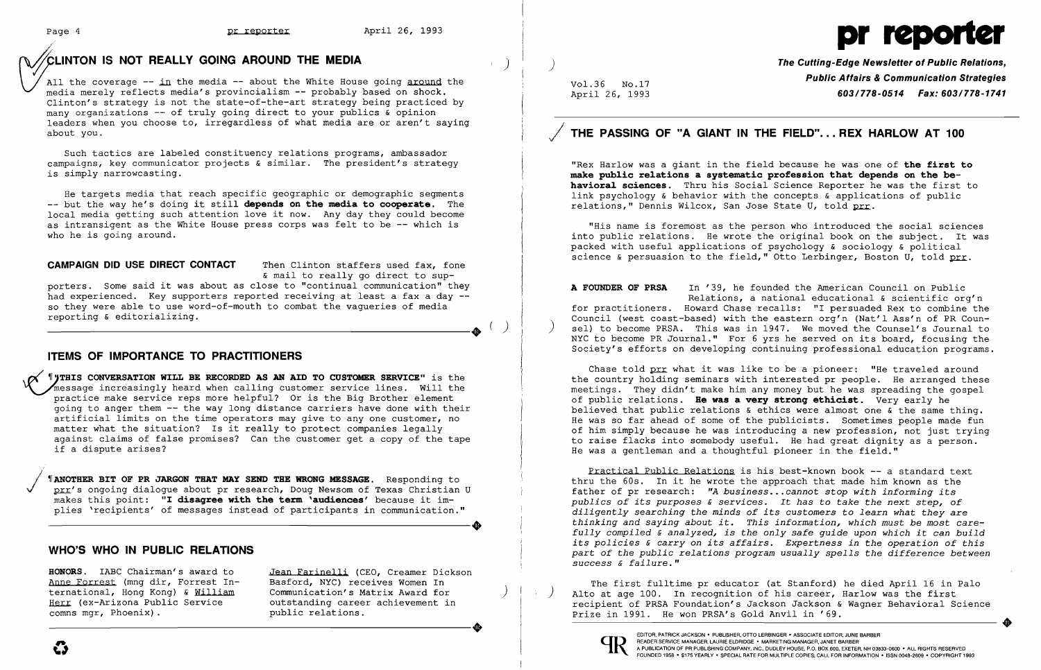## CLINTON IS NOT REALLY GOING AROUND THE MEDIA

All the coverage -- in the media -- about the White House going around the media merely reflects media's provincialism -- probably based on shock. Clinton's strategy is not the state-of-the-art strategy being practiced by many organizations -- of truly going direct to your publics & opinion leaders when you choose to, irregardless of what media are or aren't saying about you.

Such tactics are labeled constituency relations programs, ambassador campaigns, key communicator projects & similar. The president's strategy is simply narrowcasting.

He targets media that reach specific geographic or demographic segments -- but the way he's doing it still **depends on the media to cooperate.** The local media getting such attention love it now. Any day they could become as intransigent as the White House press corps was felt to be -- which is who he is going around.

**CAMPAIGN DID USE DIRECT CONTACT** Then Clinton staffers used fax, fone & mail to really go direct to supporters. Some said it was about as close to "continual communication" they had experienced. Key supporters reported receiving at least a fax a day -- so they were able to use word-of-mouth to combat the vagueries of media reporting & editorializing.

## ITEMS OF IMPORTANCE TO PRACTITIONERS

¶**"THIS CONVERSATION WILL BE RECORDED AS AN AID TO CUSTOMER SERVICE"** is the message increasingly heard when calling customer service lines. Will the practice make service reps more helpful? Or is the Big Brother element going to anger them -- the way long distance carriers have done with their artificial limits on the time operators may give to any one customer, no matter what the situation? Is it really to protect companies legally against claims of false promises? Can the customer get a copy of the tape if a dispute arises?

¶**ANOTHER BIT OF PR JARGON THAT MAY SEND THE WRONG MESSAGE.** Responding to prr's ongoing dialogue about pr research, Doug Newsom of Texas Christian U makes this point: **"I disagree with the term 'audiences'** because it implies 'recipients' of messages instead of participants in communication."

## WHO'S WHO IN PUBLIC RELATIONS

**HONORS.** IABC Chairman's award to Anne Forrest (mng dir, Forrest International, Hong Kong) & William Herr (ex-Arizona Public Service comns mgr, Phoenix).

Jean Farinelli (CEO, Creamer Dickson Basford, NYC) receives Women In Communication's Matrix Award for outstanding career achievement in public relations.

# pr reporter

**The Cutting-Edge Newsletter of Public Relations, Public Affairs & Communication Strategies**
**603/778-0514 Fax: 603/778-1741**

Vol.36 No.17
April 26, 1993

## THE PASSING OF "A GIANT IN THE FIELD"... REX HARLOW AT 100

"Rex Harlow was a giant in the field because he was one of **the first to make public relations a systematic profession that depends on the behavioral sciences.** Thru his Social Science Reporter he was the first to link psychology & behavior with the concepts & applications of public relations," Dennis Wilcox, San Jose State U, told prr.

"His name is foremost as the person who introduced the social sciences into public relations. He wrote the original book on the subject. It was packed with useful applications of psychology & sociology & political science & persuasion to the field," Otto Lerbinger, Boston U, told prr.

**A FOUNDER OF PRSA** In '39, he founded the American Council on Public Relations, a national educational & scientific org'n for practitioners. Howard Chase recalls: "I persuaded Rex to combine the Council (west coast-based) with the eastern org'n (Nat'l Ass'n of PR Counsel) to become PRSA. This was in 1947. We moved the Counsel's Journal to NYC to become PR Journal." For 6 yrs he served on its board, focusing the Society's efforts on developing continuing professional education programs.

Chase told prr what it was like to be a pioneer: "He traveled around the country holding seminars with interested pr people. He arranged these meetings. They didn't make him any money but he was spreading the gospel of public relations. **He was a very strong ethicist.** Very early he believed that public relations & ethics were almost one & the same thing. He was so far ahead of some of the publicists. Sometimes people made fun of him simply because he was introducing a new profession, not just trying to raise flacks into somebody useful. He had great dignity as a person. He was a gentleman and a thoughtful pioneer in the field."

Practical Public Relations is his best-known book -- a standard text thru the 60s. In it he wrote the approach that made him known as the father of pr research: *"A business...cannot stop with informing its publics of its purposes & services. It has to take the next step, of diligently searching the minds of its customers to learn what they are thinking and saying about it. This information, which must be most carefully compiled & analyzed, is the only safe guide upon which it can build its policies & carry on its affairs. Expertness in the operation of this part of the public relations program usually spells the difference between success & failure."*

The first fulltime pr educator (at Stanford) he died April 16 in Palo Alto at age 100. In recognition of his career, Harlow was the first recipient of PRSA Foundation's Jackson Jackson & Wagner Behavioral Science Prize in 1991. He won PRSA's Gold Anvil in '69.

EDITOR, PATRICK JACKSON • PUBLISHER, OTTO LERBINGER • ASSOCIATE EDITOR, JUNE BARBER
READER SERVICE MANAGER, LAURIE ELDRIDGE • MARKETING MANAGER, JANET BARBER
A PUBLICATION OF PR PUBLISHING COMPANY, INC., DUDLEY HOUSE, P.O. BOX 600, EXETER, NH 03833-0600 • ALL RIGHTS RESERVED
FOUNDED 1958 • $175 YEARLY • SPECIAL RATE FOR MULTIPLE COPIES; CALL FOR INFORMATION • ISSN 0048-2609 • COPYRIGHT 1993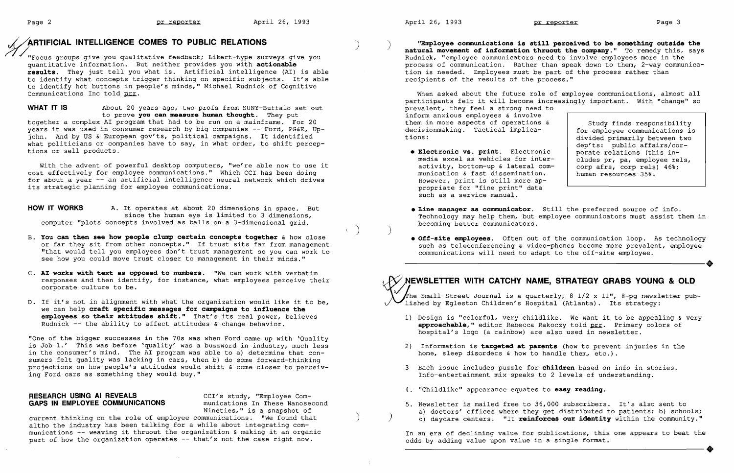## ARTIFICIAL INTELLIGENCE COMES TO PUBLIC RELATIONS

"Focus groups give you qualitative feedback; Likert-type surveys give you quantitative information. But neither provides you with **actionable results**. They just tell you what is. Artificial intelligence (AI) is able to identify what concepts trigger thinking on specific subjects. It's able to identify hot buttons in people's minds," Michael Rudnick of Cognitive Communications Inc told prr.

**WHAT IT IS** About 20 years ago, two profs from SUNY-Buffalo set out to prove **you can measure human thought**. They put together a complex AI program that had to be run on a mainframe. For 20 years it was used in consumer research by big companies -- Ford, PG&E, Upjohn. And by US & European gov'ts, political campaigns. It identified what politicians or companies have to say, in what order, to shift perceptions or sell products.

With the advent of powerful desktop computers, "we're able now to use it cost effectively for employee communications." Which CCI has been doing for about a year -- an artificial intelligence neural network which drives its strategic planning for employee communications.

**HOW IT WORKS** A. It operates at about 20 dimensions in space. But since the human eye is limited to 3 dimensions, computer "plots concepts involved as balls on a 3-dimensional grid.

B. **You can then see how people clump certain concepts together** & how close or far they sit from other concepts." If trust sits far from management "that would tell you employees don't trust management so you can work to see how you could move trust closer to management in their minds."

C. **AI works with text as opposed to numbers**. "We can work with verbatim responses and then identify, for instance, what employees perceive their corporate culture to be.

D. If it's not in alignment with what the organization would like it to be, we can help **craft specific messages for campaigns to influence the employees so their attitudes shift**." That's its real power, believes Rudnick -- the ability to affect attitudes & change behavior.

"One of the bigger successes in the 70s was when Ford came up with 'Quality is Job 1.' This was before 'quality' was a buzzword in industry, much less in the consumer's mind. The AI program was able to a) determine that consumers felt quality was lacking in cars, then b) do some forward-thinking projections on how people's attitudes would shift & come closer to perceiving Ford cars as something they would buy."

**RESEARCH USING AI REVEALS GAPS IN EMPLOYEE COMMUNICATIONS** CCI's study, "Employee Communications In These Nanosecond Nineties," is a snapshot of current thinking on the role of employee communications. "We found that altho the industry has been talking for a while about integrating communications -- weaving it thruout the organization & making it an organic part of how the organization operates -- that's not the case right now.

**"Employee communications is still perceived to be something outside the natural movement of information thruout the company."** To remedy this, says Rudnick, "employee communicators need to involve employees more in the process of communication. Rather than speak down to them, 2-way communication is needed. Employees must be part of the process rather than recipients of the results of the process."

When asked about the future role of employee communications, almost all participants felt it will become increasingly important. With "change" so prevalent, they feel a strong need to inform anxious employees & involve them in more aspects of operations & decisionmaking. Tactical implications:

> Study finds responsibility for employee communications is divided primarily between two dep'ts: public affairs/corporate relations (this includes pr, pa, employee rels, corp afrs, corp rels) 46%; human resources 35%.

- **Electronic vs. print**. Electronic media excel as vehicles for interactivity, bottom-up & lateral communication & fast dissemination. However, print is still more appropriate for "fine print" data such as a service manual.
- **Line manager as communicator**. Still the preferred source of info. Technology may help them, but employee communicators must assist them in becoming better communicators.
- **Off-site employees**. Often out of the communication loop. As technology such as teleconferencing & video-phones become more prevalent, employee communications will need to adapt to the off-site employee.

## NEWSLETTER WITH CATCHY NAME, STRATEGY GRABS YOUNG & OLD

The Small Street Journal is a quarterly, 8 1/2 x 11", 8-pg newsletter published by Egleston Children's Hospital (Atlanta). Its strategy:

1) Design is "colorful, very childlike. We want it to be appealing & very **approachable**," editor Rebecca Rakoczy told prr. Primary colors of hospital's logo (a rainbow) are also used in newsletter.

2) Information is **targeted at parents** (how to prevent injuries in the home, sleep disorders & how to handle them, etc.).

3 Each issue includes puzzle for **children** based on info in stories. Info-entertainment mix speaks to 2 levels of understanding.

4. "Childlike" appearance equates to **easy reading**.

5. Newsletter is mailed free to 36,000 subscribers. It's also sent to a) doctors' offices where they get distributed to patients; b) schools; c) daycare centers. "It **reinforces our identity** within the community."

In an era of declining value for publications, this one appears to beat the odds by adding value upon value in a single format.